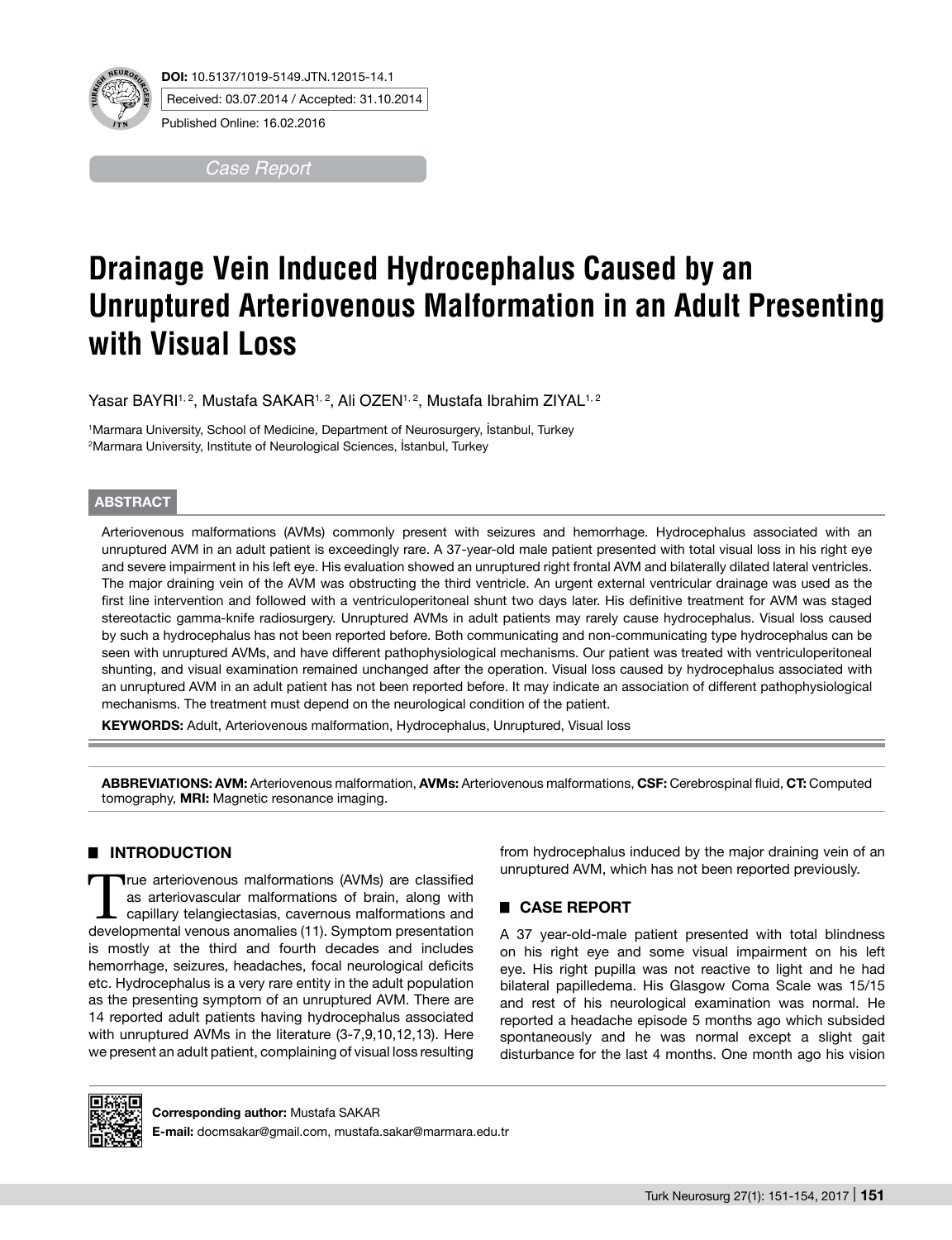**DOI:** 10.5137/1019-5149.JTN.12015-14.1

Received: 03.07.2014 / Accepted: 31.10.2014

Published Online: 16.02.2016

*Case Report*

# Drainage Vein Induced Hydrocephalus Caused by an Unruptured Arteriovenous Malformation in an Adult Presenting with Visual Loss

Yasar BAYRI[1,2], Mustafa SAKAR[1,2], Ali OZEN[1,2], Mustafa Ibrahim ZIYAL[1,2]

[1]Marmara University, School of Medicine, Department of Neurosurgery, İstanbul, Turkey
[2]Marmara University, Institute of Neurological Sciences, İstanbul, Turkey

## ABSTRACT

Arteriovenous malformations (AVMs) commonly present with seizures and hemorrhage. Hydrocephalus associated with an unruptured AVM in an adult patient is exceedingly rare. A 37-year-old male patient presented with total visual loss in his right eye and severe impairment in his left eye. His evaluation showed an unruptured right frontal AVM and bilaterally dilated lateral ventricles. The major draining vein of the AVM was obstructing the third ventricle. An urgent external ventricular drainage was used as the first line intervention and followed with a ventriculoperitoneal shunt two days later. His definitive treatment for AVM was staged stereotactic gamma-knife radiosurgery. Unruptured AVMs in adult patients may rarely cause hydrocephalus. Visual loss caused by such a hydrocephalus has not been reported before. Both communicating and non-communicating type hydrocephalus can be seen with unruptured AVMs, and have different pathophysiological mechanisms. Our patient was treated with ventriculoperitoneal shunting, and visual examination remained unchanged after the operation. Visual loss caused by hydrocephalus associated with an unruptured AVM in an adult patient has not been reported before. It may indicate an association of different pathophysiological mechanisms. The treatment must depend on the neurological condition of the patient.

**KEYWORDS:** Adult, Arteriovenous malformation, Hydrocephalus, Unruptured, Visual loss

**ABBREVIATIONS: AVM:** Arteriovenous malformation, **AVMs:** Arteriovenous malformations, **CSF:** Cerebrospinal fluid, **CT:** Computed tomography, **MRI:** Magnetic resonance imaging.

## INTRODUCTION

True arteriovenous malformations (AVMs) are classified as arteriovascular malformations of brain, along with capillary telangiectasias, cavernous malformations and developmental venous anomalies (11). Symptom presentation is mostly at the third and fourth decades and includes hemorrhage, seizures, headaches, focal neurological deficits etc. Hydrocephalus is a very rare entity in the adult population as the presenting symptom of an unruptured AVM. There are 14 reported adult patients having hydrocephalus associated with unruptured AVMs in the literature (3-7,9,10,12,13). Here we present an adult patient, complaining of visual loss resulting from hydrocephalus induced by the major draining vein of an unruptured AVM, which has not been reported previously.

## CASE REPORT

A 37 year-old-male patient presented with total blindness on his right eye and some visual impairment on his left eye. His right pupilla was not reactive to light and he had bilateral papilledema. His Glasgow Coma Scale was 15/15 and rest of his neurological examination was normal. He reported a headache episode 5 months ago which subsided spontaneously and he was normal except a slight gait disturbance for the last 4 months. One month ago his vision

**Corresponding author:** Mustafa SAKAR
**E-mail:** docmsakar@gmail.com, mustafa.sakar@marmara.edu.tr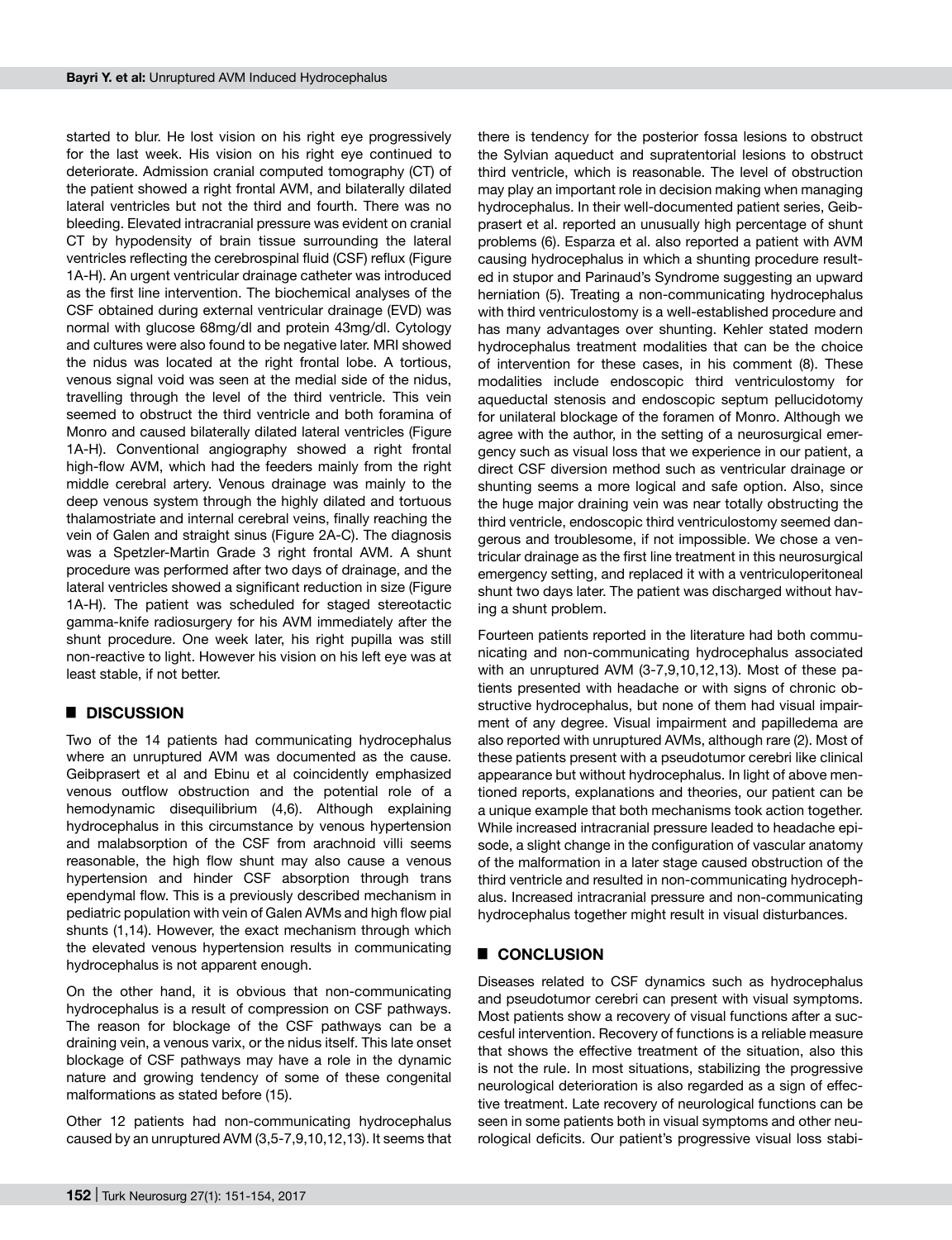started to blur. He lost vision on his right eye progressively for the last week. His vision on his right eye continued to deteriorate. Admission cranial computed tomography (CT) of the patient showed a right frontal AVM, and bilaterally dilated lateral ventricles but not the third and fourth. There was no bleeding. Elevated intracranial pressure was evident on cranial CT by hypodensity of brain tissue surrounding the lateral ventricles reflecting the cerebrospinal fluid (CSF) reflux (Figure 1A-H). An urgent ventricular drainage catheter was introduced as the first line intervention. The biochemical analyses of the CSF obtained during external ventricular drainage (EVD) was normal with glucose 68mg/dl and protein 43mg/dl. Cytology and cultures were also found to be negative later. MRI showed the nidus was located at the right frontal lobe. A tortious, venous signal void was seen at the medial side of the nidus, travelling through the level of the third ventricle. This vein seemed to obstruct the third ventricle and both foramina of Monro and caused bilaterally dilated lateral ventricles (Figure 1A-H). Conventional angiography showed a right frontal high-flow AVM, which had the feeders mainly from the right middle cerebral artery. Venous drainage was mainly to the deep venous system through the highly dilated and tortuous thalamostriate and internal cerebral veins, finally reaching the vein of Galen and straight sinus (Figure 2A-C). The diagnosis was a Spetzler-Martin Grade 3 right frontal AVM. A shunt procedure was performed after two days of drainage, and the lateral ventricles showed a significant reduction in size (Figure 1A-H). The patient was scheduled for staged stereotactic gamma-knife radiosurgery for his AVM immediately after the shunt procedure. One week later, his right pupilla was still non-reactive to light. However his vision on his left eye was at least stable, if not better.

## DISCUSSION

Two of the 14 patients had communicating hydrocephalus where an unruptured AVM was documented as the cause. Geibprasert et al and Ebinu et al coincidently emphasized venous outflow obstruction and the potential role of a hemodynamic disequilibrium (4,6). Although explaining hydrocephalus in this circumstance by venous hypertension and malabsorption of the CSF from arachnoid villi seems reasonable, the high flow shunt may also cause a venous hypertension and hinder CSF absorption through trans ependymal flow. This is a previously described mechanism in pediatric population with vein of Galen AVMs and high flow pial shunts (1,14). However, the exact mechanism through which the elevated venous hypertension results in communicating hydrocephalus is not apparent enough.

On the other hand, it is obvious that non-communicating hydrocephalus is a result of compression on CSF pathways. The reason for blockage of the CSF pathways can be a draining vein, a venous varix, or the nidus itself. This late onset blockage of CSF pathways may have a role in the dynamic nature and growing tendency of some of these congenital malformations as stated before (15).

Other 12 patients had non-communicating hydrocephalus caused by an unruptured AVM (3,5-7,9,10,12,13). It seems that there is tendency for the posterior fossa lesions to obstruct the Sylvian aqueduct and supratentorial lesions to obstruct third ventricle, which is reasonable. The level of obstruction may play an important role in decision making when managing hydrocephalus. In their well-documented patient series, Geibprasert et al. reported an unusually high percentage of shunt problems (6). Esparza et al. also reported a patient with AVM causing hydrocephalus in which a shunting procedure resulted in stupor and Parinaud's Syndrome suggesting an upward herniation (5). Treating a non-communicating hydrocephalus with third ventriculostomy is a well-established procedure and has many advantages over shunting. Kehler stated modern hydrocephalus treatment modalities that can be the choice of intervention for these cases, in his comment (8). These modalities include endoscopic third ventriculostomy for aqueductal stenosis and endoscopic septum pellucidotomy for unilateral blockage of the foramen of Monro. Although we agree with the author, in the setting of a neurosurgical emergency such as visual loss that we experience in our patient, a direct CSF diversion method such as ventricular drainage or shunting seems a more logical and safe option. Also, since the huge major draining vein was near totally obstructing the third ventricle, endoscopic third ventriculostomy seemed dangerous and troublesome, if not impossible. We chose a ventricular drainage as the first line treatment in this neurosurgical emergency setting, and replaced it with a ventriculoperitoneal shunt two days later. The patient was discharged without having a shunt problem.

Fourteen patients reported in the literature had both communicating and non-communicating hydrocephalus associated with an unruptured AVM (3-7,9,10,12,13). Most of these patients presented with headache or with signs of chronic obstructive hydrocephalus, but none of them had visual impairment of any degree. Visual impairment and papilledema are also reported with unruptured AVMs, although rare (2). Most of these patients present with a pseudotumor cerebri like clinical appearance but without hydrocephalus. In light of above mentioned reports, explanations and theories, our patient can be a unique example that both mechanisms took action together. While increased intracranial pressure leaded to headache episode, a slight change in the configuration of vascular anatomy of the malformation in a later stage caused obstruction of the third ventricle and resulted in non-communicating hydrocephalus. Increased intracranial pressure and non-communicating hydrocephalus together might result in visual disturbances.

## CONCLUSION

Diseases related to CSF dynamics such as hydrocephalus and pseudotumor cerebri can present with visual symptoms. Most patients show a recovery of visual functions after a succesful intervention. Recovery of functions is a reliable measure that shows the effective treatment of the situation, also this is not the rule. In most situations, stabilizing the progressive neurological deterioration is also regarded as a sign of effective treatment. Late recovery of neurological functions can be seen in some patients both in visual symptoms and other neurological deficits. Our patient's progressive visual loss stabi-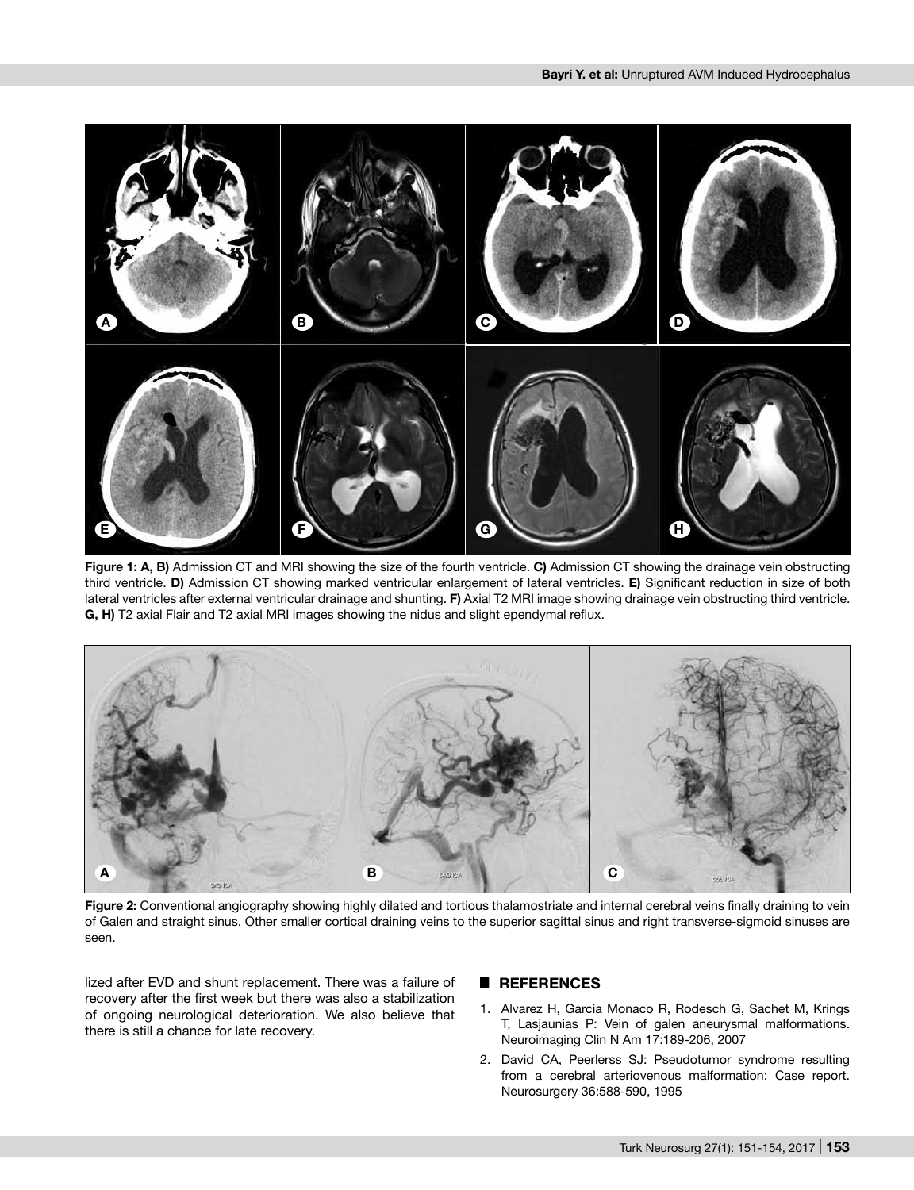**Figure 1: A, B)** Admission CT and MRI showing the size of the fourth ventricle. **C)** Admission CT showing the drainage vein obstructing third ventricle. **D)** Admission CT showing marked ventricular enlargement of lateral ventricles. **E)** Significant reduction in size of both lateral ventricles after external ventricular drainage and shunting. **F)** Axial T2 MRI image showing drainage vein obstructing third ventricle. **G, H)** T2 axial Flair and T2 axial MRI images showing the nidus and slight ependymal reflux.

**Figure 2:** Conventional angiography showing highly dilated and tortious thalamostriate and internal cerebral veins finally draining to vein of Galen and straight sinus. Other smaller cortical draining veins to the superior sagittal sinus and right transverse-sigmoid sinuses are seen.

lized after EVD and shunt replacement. There was a failure of recovery after the first week but there was also a stabilization of ongoing neurological deterioration. We also believe that there is still a chance for late recovery.

## REFERENCES

1. Alvarez H, Garcia Monaco R, Rodesch G, Sachet M, Krings T, Lasjaunias P: Vein of galen aneurysmal malformations. Neuroimaging Clin N Am 17:189-206, 2007
2. David CA, Peerlerss SJ: Pseudotumor syndrome resulting from a cerebral arteriovenous malformation: Case report. Neurosurgery 36:588-590, 1995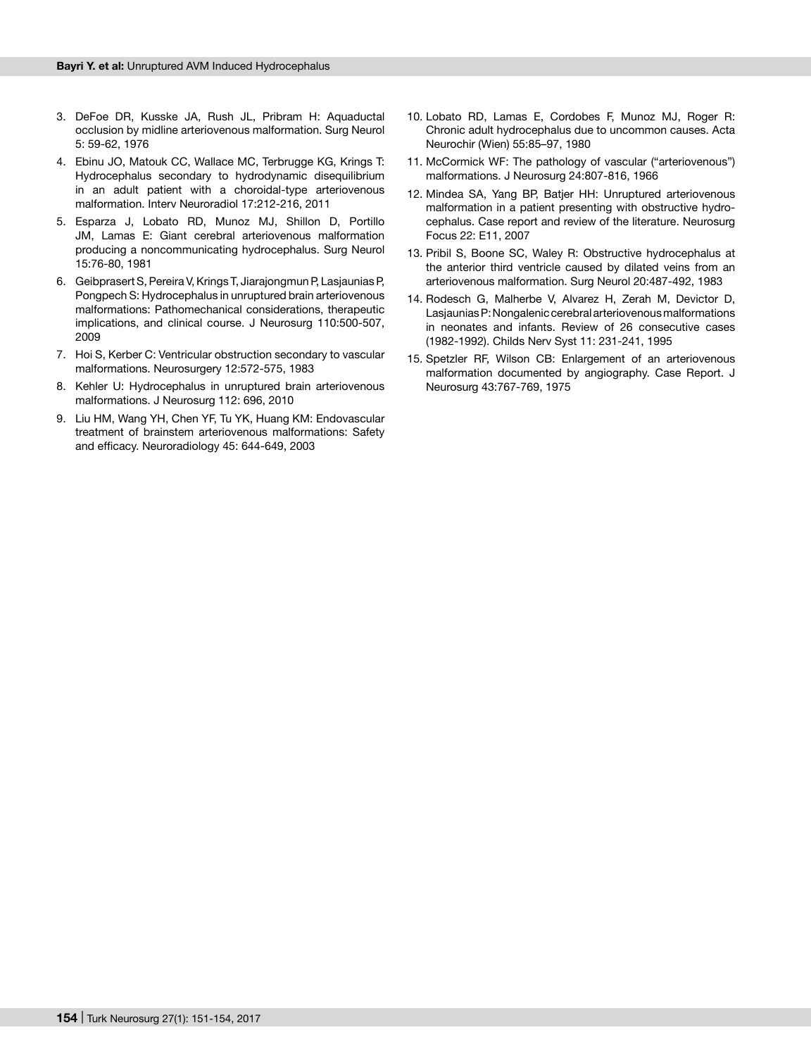3. DeFoe DR, Kusske JA, Rush JL, Pribram H: Aquaductal occlusion by midline arteriovenous malformation. Surg Neurol 5: 59-62, 1976
4. Ebinu JO, Matouk CC, Wallace MC, Terbrugge KG, Krings T: Hydrocephalus secondary to hydrodynamic disequilibrium in an adult patient with a choroidal-type arteriovenous malformation. Interv Neuroradiol 17:212-216, 2011
5. Esparza J, Lobato RD, Munoz MJ, Shillon D, Portillo JM, Lamas E: Giant cerebral arteriovenous malformation producing a noncommunicating hydrocephalus. Surg Neurol 15:76-80, 1981
6. Geibprasert S, Pereira V, Krings T, Jiarajongmun P, Lasjaunias P, Pongpech S: Hydrocephalus in unruptured brain arteriovenous malformations: Pathomechanical considerations, therapeutic implications, and clinical course. J Neurosurg 110:500-507, 2009
7. Hoi S, Kerber C: Ventricular obstruction secondary to vascular malformations. Neurosurgery 12:572-575, 1983
8. Kehler U: Hydrocephalus in unruptured brain arteriovenous malformations. J Neurosurg 112: 696, 2010
9. Liu HM, Wang YH, Chen YF, Tu YK, Huang KM: Endovascular treatment of brainstem arteriovenous malformations: Safety and efficacy. Neuroradiology 45: 644-649, 2003
10. Lobato RD, Lamas E, Cordobes F, Munoz MJ, Roger R: Chronic adult hydrocephalus due to uncommon causes. Acta Neurochir (Wien) 55:85–97, 1980
11. McCormick WF: The pathology of vascular ("arteriovenous") malformations. J Neurosurg 24:807-816, 1966
12. Mindea SA, Yang BP, Batjer HH: Unruptured arteriovenous malformation in a patient presenting with obstructive hydrocephalus. Case report and review of the literature. Neurosurg Focus 22: E11, 2007
13. Pribil S, Boone SC, Waley R: Obstructive hydrocephalus at the anterior third ventricle caused by dilated veins from an arteriovenous malformation. Surg Neurol 20:487-492, 1983
14. Rodesch G, Malherbe V, Alvarez H, Zerah M, Devictor D, Lasjaunias P: Nongalenic cerebral arteriovenous malformations in neonates and infants. Review of 26 consecutive cases (1982-1992). Childs Nerv Syst 11: 231-241, 1995
15. Spetzler RF, Wilson CB: Enlargement of an arteriovenous malformation documented by angiography. Case Report. J Neurosurg 43:767-769, 1975